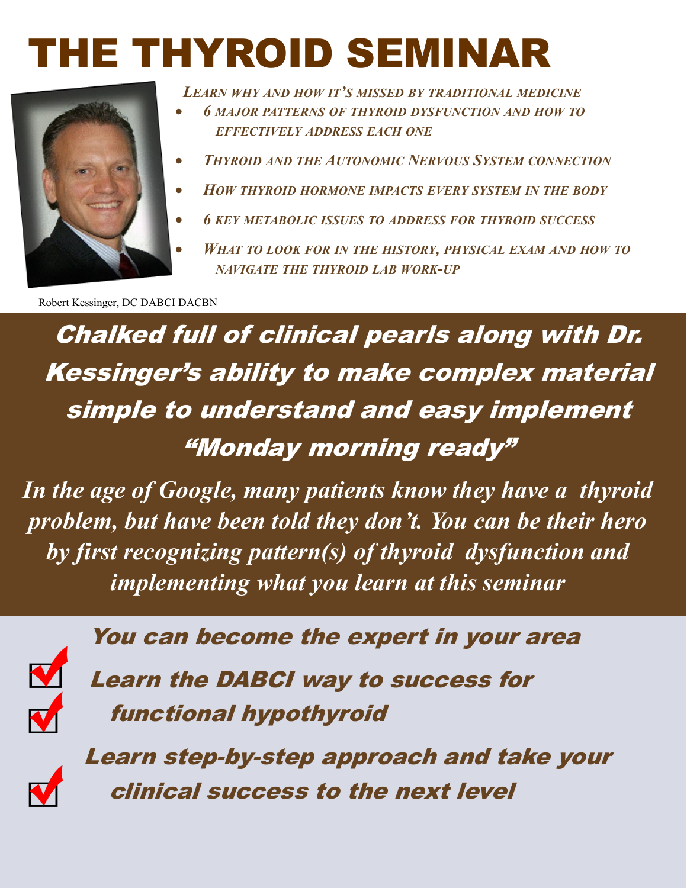# THE THYROID SEMINAR

*LEARN WHY AND HOW IT'S MISSED BY TRADITIONAL MEDICINE*

- *6 MAJOR PATTERNS OF THYROID DYSFUNCTION AND HOW TO EFFECTIVELY ADDRESS EACH ONE*
- *THYROID AND THE AUTONOMIC NERVOUS SYSTEM CONNECTION*
- *HOW THYROID HORMONE IMPACTS EVERY SYSTEM IN THE BODY*
- *6 KEY METABOLIC ISSUES TO ADDRESS FOR THYROID SUCCESS*
- *WHAT TO LOOK FOR IN THE HISTORY, PHYSICAL EXAM AND HOW TO NAVIGATE THE THYROID LAB WORK-UP*

Robert Kessinger, DC DABCI DACBN

***Chalked full of clinical pearls along with Dr. Kessinger's ability to make complex material simple to understand and easy implement "Monday morning ready"***

***In the age of Google, many patients know they have a thyroid problem, but have been told they don't. You can be their hero by first recognizing pattern(s) of thyroid dysfunction and implementing what you learn at this seminar***

***You can become the expert in your area***

- ☑ ***Learn the DABCI way to success for functional hypothyroid***
- ☑ ***Learn step-by-step approach and take your clinical success to the next level***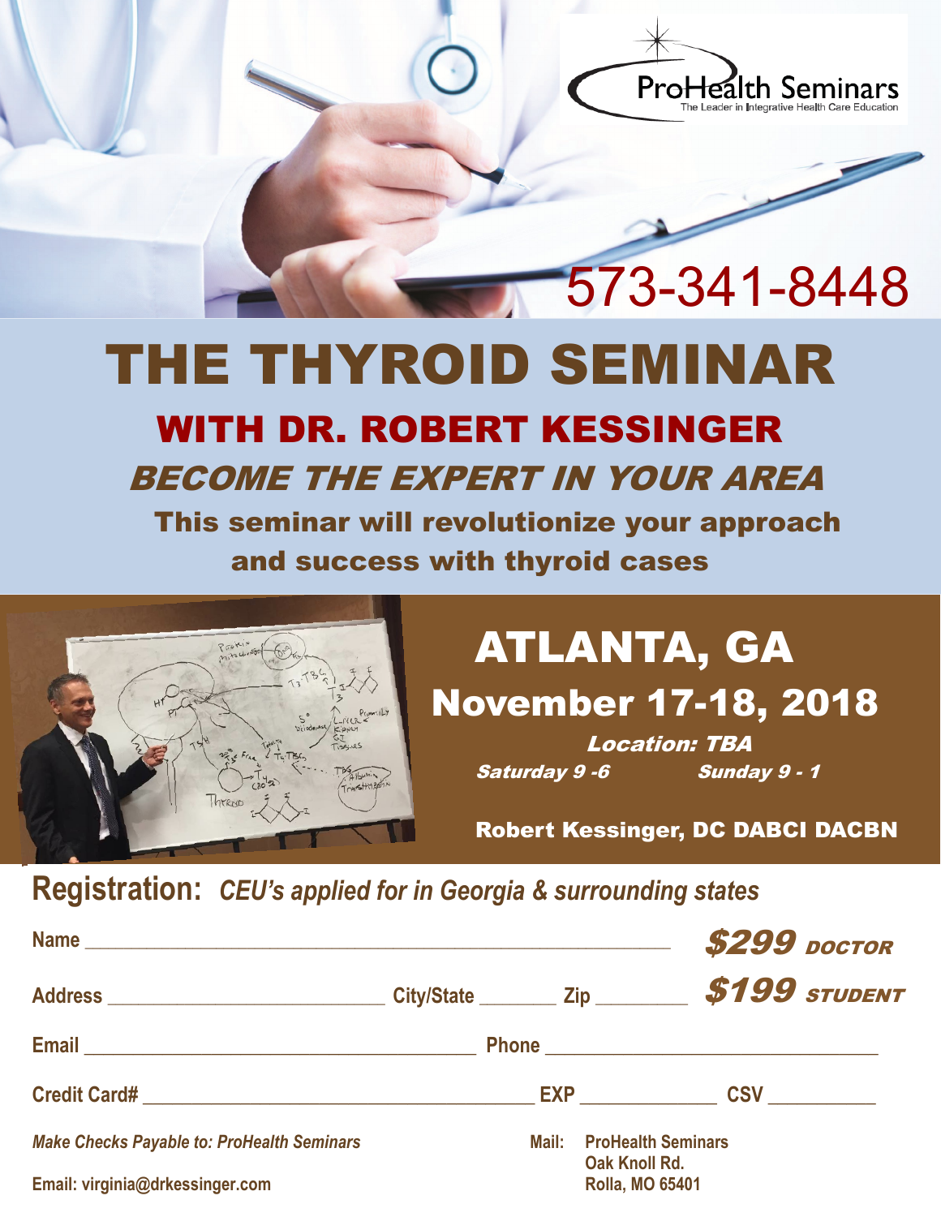ProHealth Seminars
The Leader in Integrative Health Care Education

573-341-8448

# THE THYROID SEMINAR

## WITH DR. ROBERT KESSINGER

### *BECOME THE EXPERT IN YOUR AREA*

**This seminar will revolutionize your approach and success with thyroid cases**

## ATLANTA, GA

## November 17-18, 2018

***Location: TBA***

***Saturday 9 -6*** ***Sunday 9 - 1***

**Robert Kessinger, DC DABCI DACBN**

## Registration: *CEU's applied for in Georgia & surrounding states*

***$299 DOCTOR***

***$199 STUDENT***

**Name** ______________________________

**Address** ______________________ **City/State** ________ **Zip** ________

**Email** ______________________ **Phone** ______________________

**Credit Card#** ______________________ **EXP** __________ **CSV** __________

***Make Checks Payable to: ProHealth Seminars***

**Mail: ProHealth Seminars**
**Oak Knoll Rd.**
**Rolla, MO 65401**

**Email: virginia@drkessinger.com**